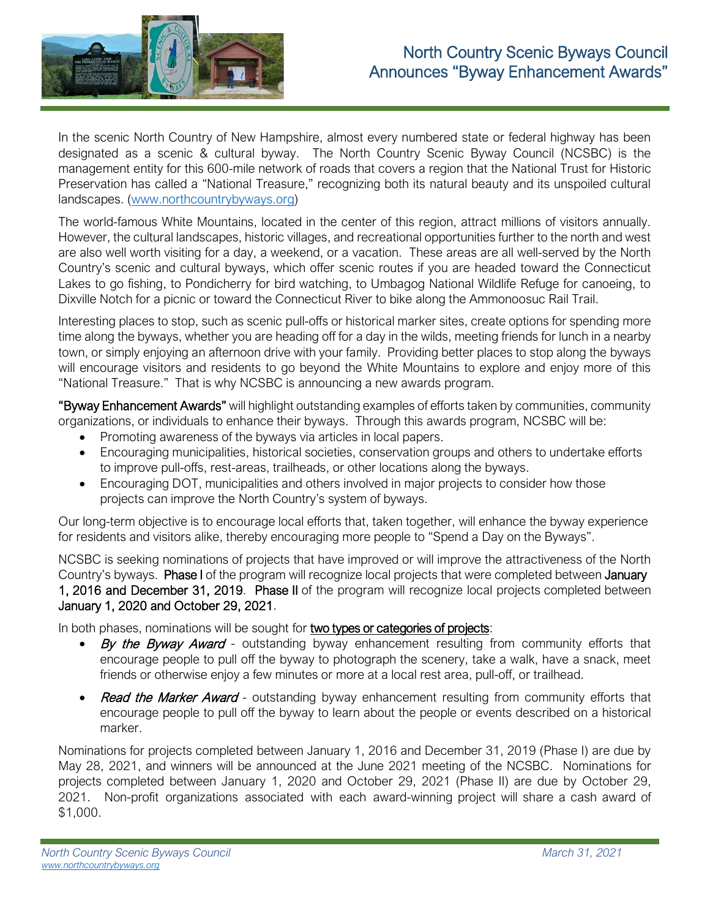# North Country Scenic Byways Council Announces "Byway Enhancement Awards"

In the scenic North Country of New Hampshire, almost every numbered state or federal highway has been designated as a scenic & cultural byway. The North Country Scenic Byway Council (NCSBC) is the management entity for this 600-mile network of roads that covers a region that the National Trust for Historic Preservation has called a "National Treasure," recognizing both its natural beauty and its unspoiled cultural landscapes. (www.northcountrybyways.org)

The world-famous White Mountains, located in the center of this region, attract millions of visitors annually. However, the cultural landscapes, historic villages, and recreational opportunities further to the north and west are also well worth visiting for a day, a weekend, or a vacation. These areas are all well-served by the North Country's scenic and cultural byways, which offer scenic routes if you are headed toward the Connecticut Lakes to go fishing, to Pondicherry for bird watching, to Umbagog National Wildlife Refuge for canoeing, to Dixville Notch for a picnic or toward the Connecticut River to bike along the Ammonoosuc Rail Trail.

Interesting places to stop, such as scenic pull-offs or historical marker sites, create options for spending more time along the byways, whether you are heading off for a day in the wilds, meeting friends for lunch in a nearby town, or simply enjoying an afternoon drive with your family. Providing better places to stop along the byways will encourage visitors and residents to go beyond the White Mountains to explore and enjoy more of this "National Treasure." That is why NCSBC is announcing a new awards program.

**"Byway Enhancement Awards"** will highlight outstanding examples of efforts taken by communities, community organizations, or individuals to enhance their byways. Through this awards program, NCSBC will be:

- Promoting awareness of the byways via articles in local papers.
- Encouraging municipalities, historical societies, conservation groups and others to undertake efforts to improve pull-offs, rest-areas, trailheads, or other locations along the byways.
- Encouraging DOT, municipalities and others involved in major projects to consider how those projects can improve the North Country's system of byways.

Our long-term objective is to encourage local efforts that, taken together, will enhance the byway experience for residents and visitors alike, thereby encouraging more people to "Spend a Day on the Byways".

NCSBC is seeking nominations of projects that have improved or will improve the attractiveness of the North Country's byways. **Phase I** of the program will recognize local projects that were completed between **January 1, 2016 and December 31, 2019**. **Phase II** of the program will recognize local projects completed between **January 1, 2020 and October 29, 2021**.

In both phases, nominations will be sought for **two types or categories of projects**:

- ***By the Byway Award*** - outstanding byway enhancement resulting from community efforts that encourage people to pull off the byway to photograph the scenery, take a walk, have a snack, meet friends or otherwise enjoy a few minutes or more at a local rest area, pull-off, or trailhead.
- ***Read the Marker Award*** - outstanding byway enhancement resulting from community efforts that encourage people to pull off the byway to learn about the people or events described on a historical marker.

Nominations for projects completed between January 1, 2016 and December 31, 2019 (Phase I) are due by May 28, 2021, and winners will be announced at the June 2021 meeting of the NCSBC. Nominations for projects completed between January 1, 2020 and October 29, 2021 (Phase II) are due by October 29, 2021. Non-profit organizations associated with each award-winning project will share a cash award of $1,000.

*North Country Scenic Byways Council* — *March 31, 2021*
*www.northcountrybyways.org*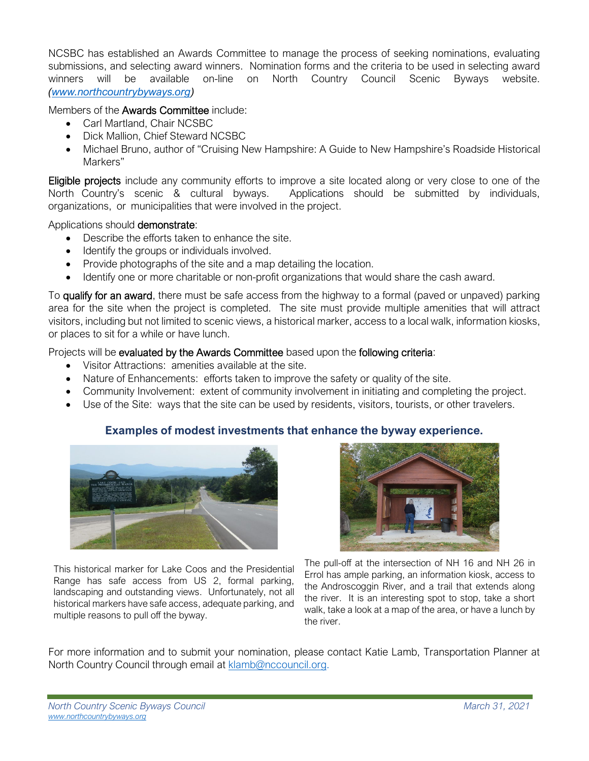NCSBC has established an Awards Committee to manage the process of seeking nominations, evaluating submissions, and selecting award winners. Nomination forms and the criteria to be used in selecting award winners will be available on-line on North Country Council Scenic Byways website. *([www.northcountrybyways.org](http://www.northcountrybyways.org))*

Members of the **Awards Committee** include:

- Carl Martland, Chair NCSBC
- Dick Mallion, Chief Steward NCSBC
- Michael Bruno, author of "Cruising New Hampshire: A Guide to New Hampshire's Roadside Historical Markers"

**Eligible projects** include any community efforts to improve a site located along or very close to one of the North Country's scenic & cultural byways. Applications should be submitted by individuals, organizations, or municipalities that were involved in the project.

Applications should **demonstrate**:

- Describe the efforts taken to enhance the site.
- Identify the groups or individuals involved.
- Provide photographs of the site and a map detailing the location.
- Identify one or more charitable or non-profit organizations that would share the cash award.

To **qualify for an award**, there must be safe access from the highway to a formal (paved or unpaved) parking area for the site when the project is completed. The site must provide multiple amenities that will attract visitors, including but not limited to scenic views, a historical marker, access to a local walk, information kiosks, or places to sit for a while or have lunch.

Projects will be **evaluated by the Awards Committee** based upon the **following criteria**:

- Visitor Attractions: amenities available at the site.
- Nature of Enhancements: efforts taken to improve the safety or quality of the site.
- Community Involvement: extent of community involvement in initiating and completing the project.
- Use of the Site: ways that the site can be used by residents, visitors, tourists, or other travelers.

### Examples of modest investments that enhance the byway experience.

This historical marker for Lake Coos and the Presidential Range has safe access from US 2, formal parking, landscaping and outstanding views. Unfortunately, not all historical markers have safe access, adequate parking, and multiple reasons to pull off the byway.

The pull-off at the intersection of NH 16 and NH 26 in Errol has ample parking, an information kiosk, access to the Androscoggin River, and a trail that extends along the river. It is an interesting spot to stop, take a short walk, take a look at a map of the area, or have a lunch by the river.

For more information and to submit your nomination, please contact Katie Lamb, Transportation Planner at North Country Council through email at [klamb@nccouncil.org](mailto:klamb@nccouncil.org).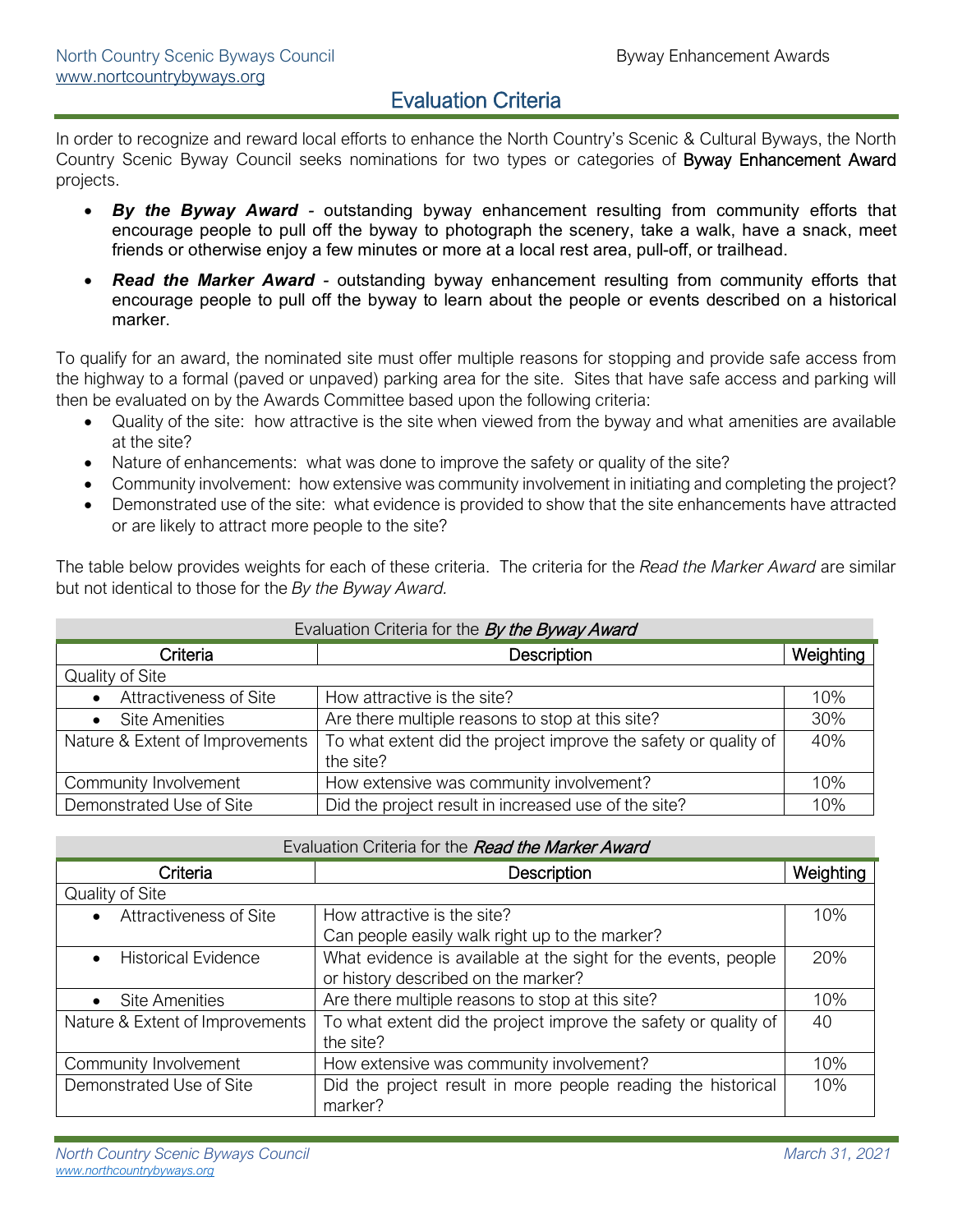North Country Scenic Byways Council
www.nortcountrybyways.org

Byway Enhancement Awards

# Evaluation Criteria

In order to recognize and reward local efforts to enhance the North Country's Scenic & Cultural Byways, the North Country Scenic Byway Council seeks nominations for two types or categories of **Byway Enhancement Award** projects.

- ***By the Byway Award*** - outstanding byway enhancement resulting from community efforts that encourage people to pull off the byway to photograph the scenery, take a walk, have a snack, meet friends or otherwise enjoy a few minutes or more at a local rest area, pull-off, or trailhead.
- ***Read the Marker Award*** - outstanding byway enhancement resulting from community efforts that encourage people to pull off the byway to learn about the people or events described on a historical marker.

To qualify for an award, the nominated site must offer multiple reasons for stopping and provide safe access from the highway to a formal (paved or unpaved) parking area for the site. Sites that have safe access and parking will then be evaluated on by the Awards Committee based upon the following criteria:

- Quality of the site: how attractive is the site when viewed from the byway and what amenities are available at the site?
- Nature of enhancements: what was done to improve the safety or quality of the site?
- Community involvement: how extensive was community involvement in initiating and completing the project?
- Demonstrated use of the site: what evidence is provided to show that the site enhancements have attracted or are likely to attract more people to the site?

The table below provides weights for each of these criteria. The criteria for the *Read the Marker Award* are similar but not identical to those for the *By the Byway Award.*

Evaluation Criteria for the *By the Byway Award*

| Criteria | Description | Weighting |
|---|---|---|
| Quality of Site | | |
| • Attractiveness of Site | How attractive is the site? | 10% |
| • Site Amenities | Are there multiple reasons to stop at this site? | 30% |
| Nature & Extent of Improvements | To what extent did the project improve the safety or quality of the site? | 40% |
| Community Involvement | How extensive was community involvement? | 10% |
| Demonstrated Use of Site | Did the project result in increased use of the site? | 10% |

Evaluation Criteria for the *Read the Marker Award*

| Criteria | Description | Weighting |
|---|---|---|
| Quality of Site | | |
| • Attractiveness of Site | How attractive is the site?<br>Can people easily walk right up to the marker? | 10% |
| • Historical Evidence | What evidence is available at the sight for the events, people or history described on the marker? | 20% |
| • Site Amenities | Are there multiple reasons to stop at this site? | 10% |
| Nature & Extent of Improvements | To what extent did the project improve the safety or quality of the site? | 40 |
| Community Involvement | How extensive was community involvement? | 10% |
| Demonstrated Use of Site | Did the project result in more people reading the historical marker? | 10% |